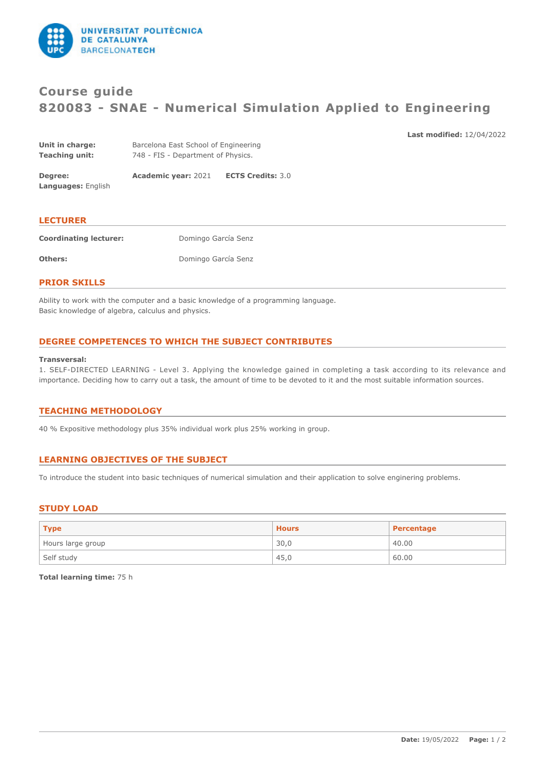# Course guide
# 820083 - SNAE - Numerical Simulation Applied to Engineering

**Last modified:** 12/04/2022

**Unit in charge:** Barcelona East School of Engineering
**Teaching unit:** 748 - FIS - Department of Physics.

**Degree:** **Academic year:** 2021 **ECTS Credits:** 3.0
**Languages:** English

## LECTURER

**Coordinating lecturer:** Domingo García Senz

**Others:** Domingo García Senz

## PRIOR SKILLS

Ability to work with the computer and a basic knowledge of a programming language.
Basic knowledge of algebra, calculus and physics.

## DEGREE COMPETENCES TO WHICH THE SUBJECT CONTRIBUTES

**Transversal:**
1. SELF-DIRECTED LEARNING - Level 3. Applying the knowledge gained in completing a task according to its relevance and importance. Deciding how to carry out a task, the amount of time to be devoted to it and the most suitable information sources.

## TEACHING METHODOLOGY

40 % Expositive methodology plus 35% individual work plus 25% working in group.

## LEARNING OBJECTIVES OF THE SUBJECT

To introduce the student into basic techniques of numerical simulation and their application to solve enginering problems.

## STUDY LOAD

| Type | Hours | Percentage |
|---|---|---|
| Hours large group | 30,0 | 40.00 |
| Self study | 45,0 | 60.00 |

**Total learning time:** 75 h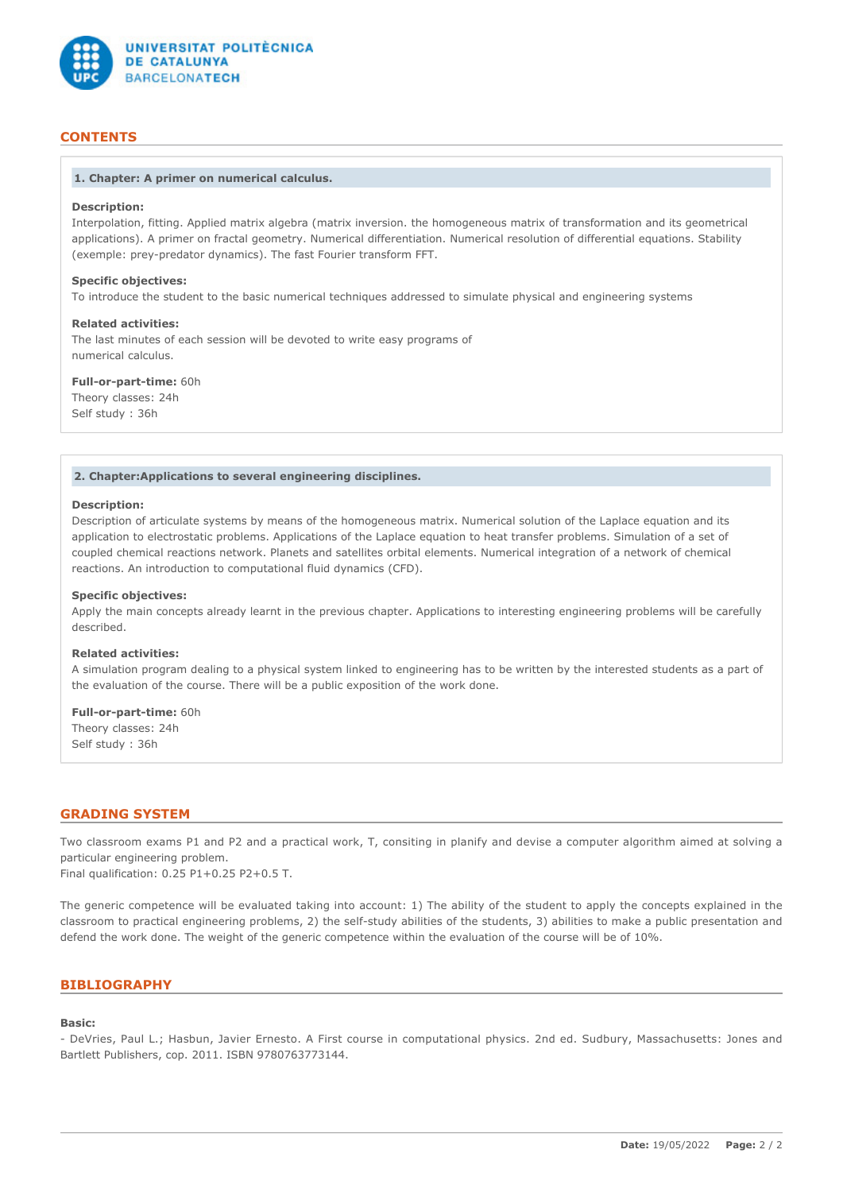## CONTENTS

### 1. Chapter: A primer on numerical calculus.

**Description:**
Interpolation, fitting. Applied matrix algebra (matrix inversion. the homogeneous matrix of transformation and its geometrical applications). A primer on fractal geometry. Numerical differentiation. Numerical resolution of differential equations. Stability (exemple: prey-predator dynamics). The fast Fourier transform FFT.

**Specific objectives:**
To introduce the student to the basic numerical techniques addressed to simulate physical and engineering systems

**Related activities:**
The last minutes of each session will be devoted to write easy programs of numerical calculus.

**Full-or-part-time:** 60h
Theory classes: 24h
Self study : 36h

### 2. Chapter:Applications to several engineering disciplines.

**Description:**
Description of articulate systems by means of the homogeneous matrix. Numerical solution of the Laplace equation and its application to electrostatic problems. Applications of the Laplace equation to heat transfer problems. Simulation of a set of coupled chemical reactions network. Planets and satellites orbital elements. Numerical integration of a network of chemical reactions. An introduction to computational fluid dynamics (CFD).

**Specific objectives:**
Apply the main concepts already learnt in the previous chapter. Applications to interesting engineering problems will be carefully described.

**Related activities:**
A simulation program dealing to a physical system linked to engineering has to be written by the interested students as a part of the evaluation of the course. There will be a public exposition of the work done.

**Full-or-part-time:** 60h
Theory classes: 24h
Self study : 36h

## GRADING SYSTEM

Two classroom exams P1 and P2 and a practical work, T, consiting in planify and devise a computer algorithm aimed at solving a particular engineering problem.
Final qualification: 0.25 P1+0.25 P2+0.5 T.

The generic competence will be evaluated taking into account: 1) The ability of the student to apply the concepts explained in the classroom to practical engineering problems, 2) the self-study abilities of the students, 3) abilities to make a public presentation and defend the work done. The weight of the generic competence within the evaluation of the course will be of 10%.

## BIBLIOGRAPHY

**Basic:**
- DeVries, Paul L.; Hasbun, Javier Ernesto. A First course in computational physics. 2nd ed. Sudbury, Massachusetts: Jones and Bartlett Publishers, cop. 2011. ISBN 9780763773144.